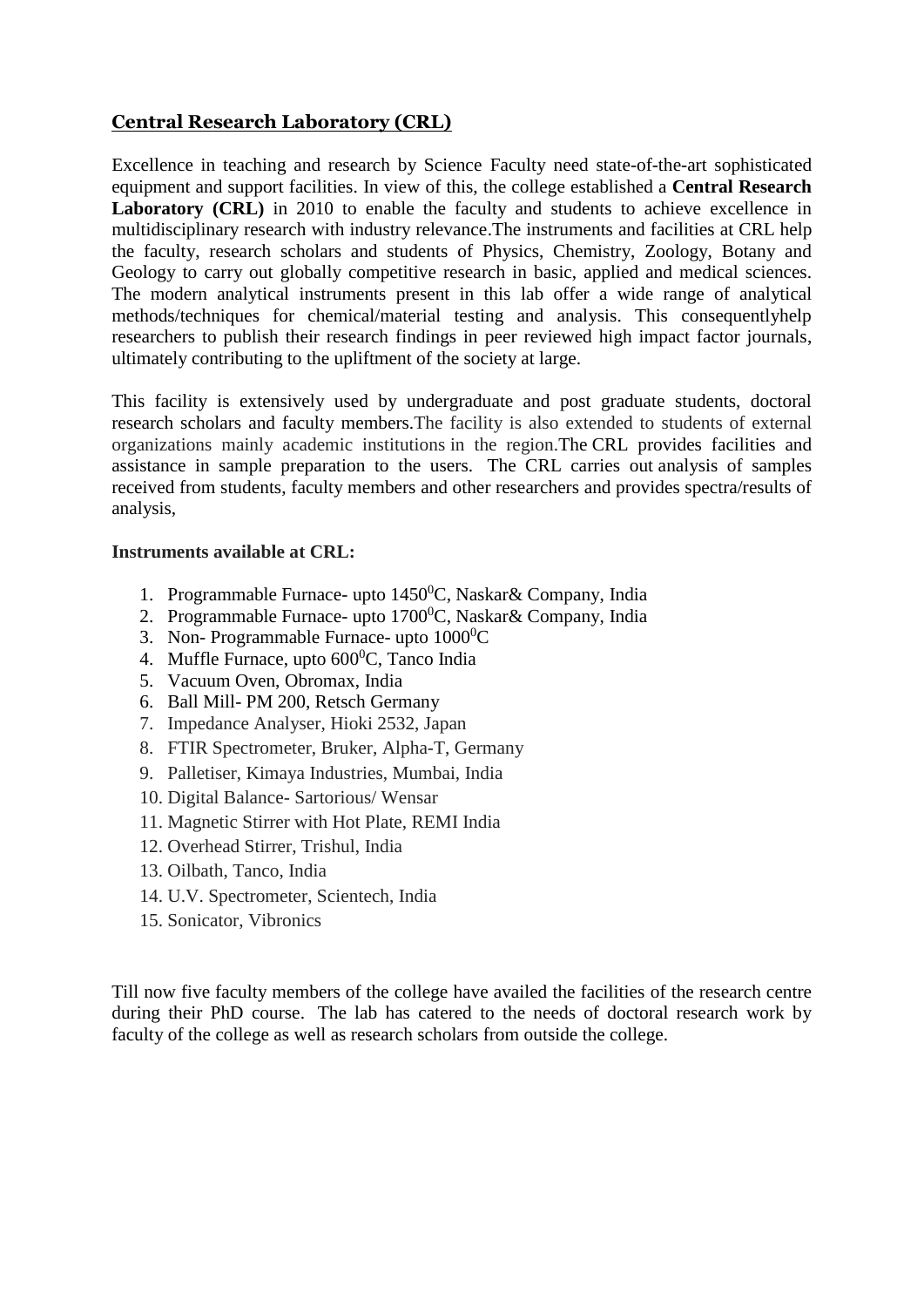## Central Research Laboratory (CRL)

Excellence in teaching and research by Science Faculty need state-of-the-art sophisticated equipment and support facilities. In view of this, the college established a **Central Research Laboratory (CRL)** in 2010 to enable the faculty and students to achieve excellence in multidisciplinary research with industry relevance.The instruments and facilities at CRL help the faculty, research scholars and students of Physics, Chemistry, Zoology, Botany and Geology to carry out globally competitive research in basic, applied and medical sciences. The modern analytical instruments present in this lab offer a wide range of analytical methods/techniques for chemical/material testing and analysis. This consequentlyhelp researchers to publish their research findings in peer reviewed high impact factor journals, ultimately contributing to the upliftment of the society at large.

This facility is extensively used by undergraduate and post graduate students, doctoral research scholars and faculty members.The facility is also extended to students of external organizations mainly academic institutions in the region.The CRL provides facilities and assistance in sample preparation to the users. The CRL carries out analysis of samples received from students, faculty members and other researchers and provides spectra/results of analysis,

**Instruments available at CRL:**

1. Programmable Furnace- upto 1450$^0$C, Naskar& Company, India
2. Programmable Furnace- upto 1700$^0$C, Naskar& Company, India
3. Non- Programmable Furnace- upto 1000$^0$C
4. Muffle Furnace, upto 600$^0$C, Tanco India
5. Vacuum Oven, Obromax, India
6. Ball Mill- PM 200, Retsch Germany
7. Impedance Analyser, Hioki 2532, Japan
8. FTIR Spectrometer, Bruker, Alpha-T, Germany
9. Palletiser, Kimaya Industries, Mumbai, India
10. Digital Balance- Sartorious/ Wensar
11. Magnetic Stirrer with Hot Plate, REMI India
12. Overhead Stirrer, Trishul, India
13. Oilbath, Tanco, India
14. U.V. Spectrometer, Scientech, India
15. Sonicator, Vibronics

Till now five faculty members of the college have availed the facilities of the research centre during their PhD course. The lab has catered to the needs of doctoral research work by faculty of the college as well as research scholars from outside the college.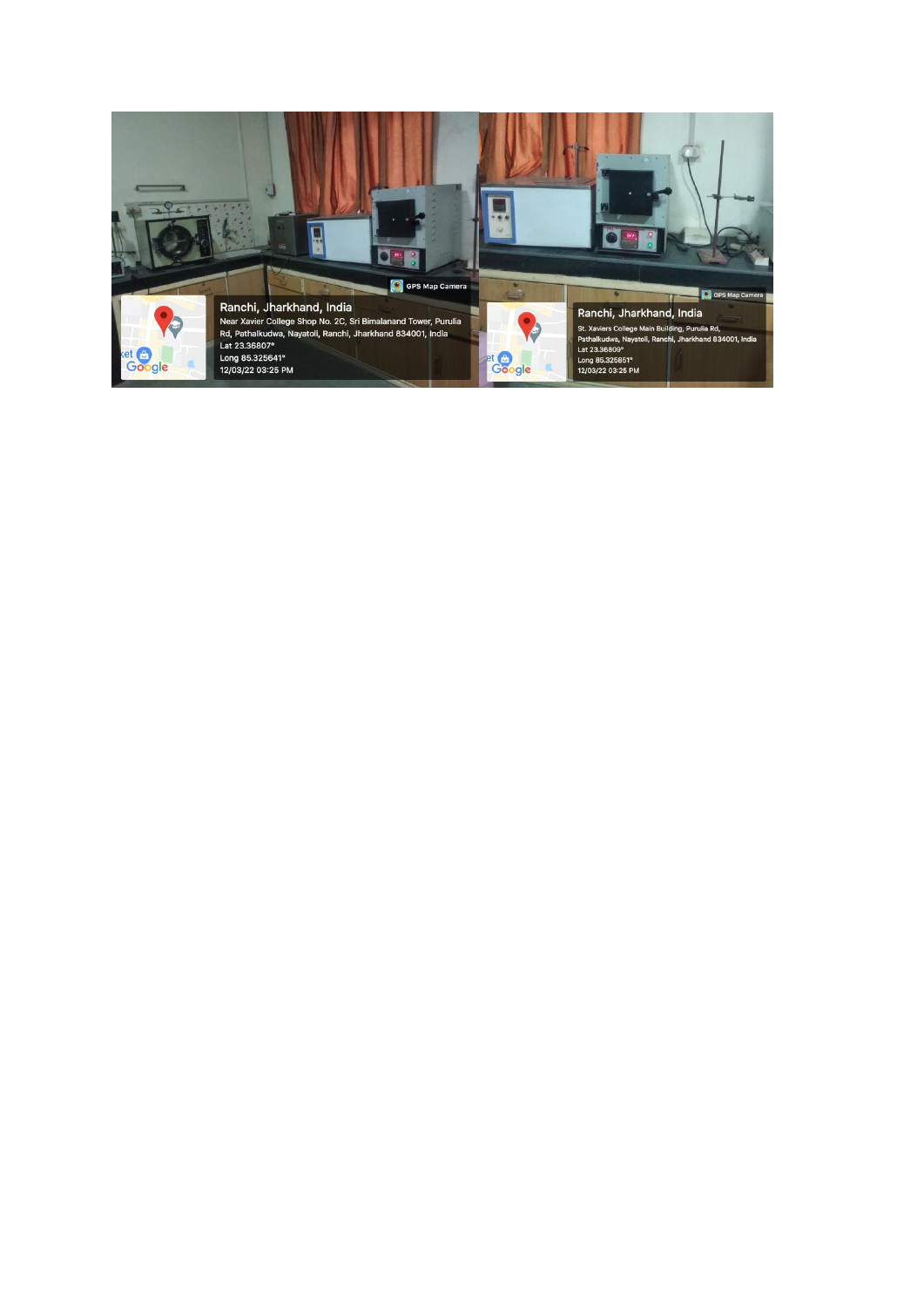GPS Map Camera

Ranchi, Jharkhand, India

Near Xavier College Shop No. 2C, Sri Bimalanand Tower, Purulia Rd, Pathalkudwa, Nayatoli, Ranchi, Jharkhand 834001, India

Lat 23.36807°

Long 85.325641°

12/03/22 03:25 PM

GPS Map Camera

Ranchi, Jharkhand, India

St. Xaviers College Main Building, Purulia Rd, Pathalkudwa, Nayatoli, Ranchi, Jharkhand 834001, India

Lat 23.36809°

Long 85.325651°

12/03/22 03:25 PM